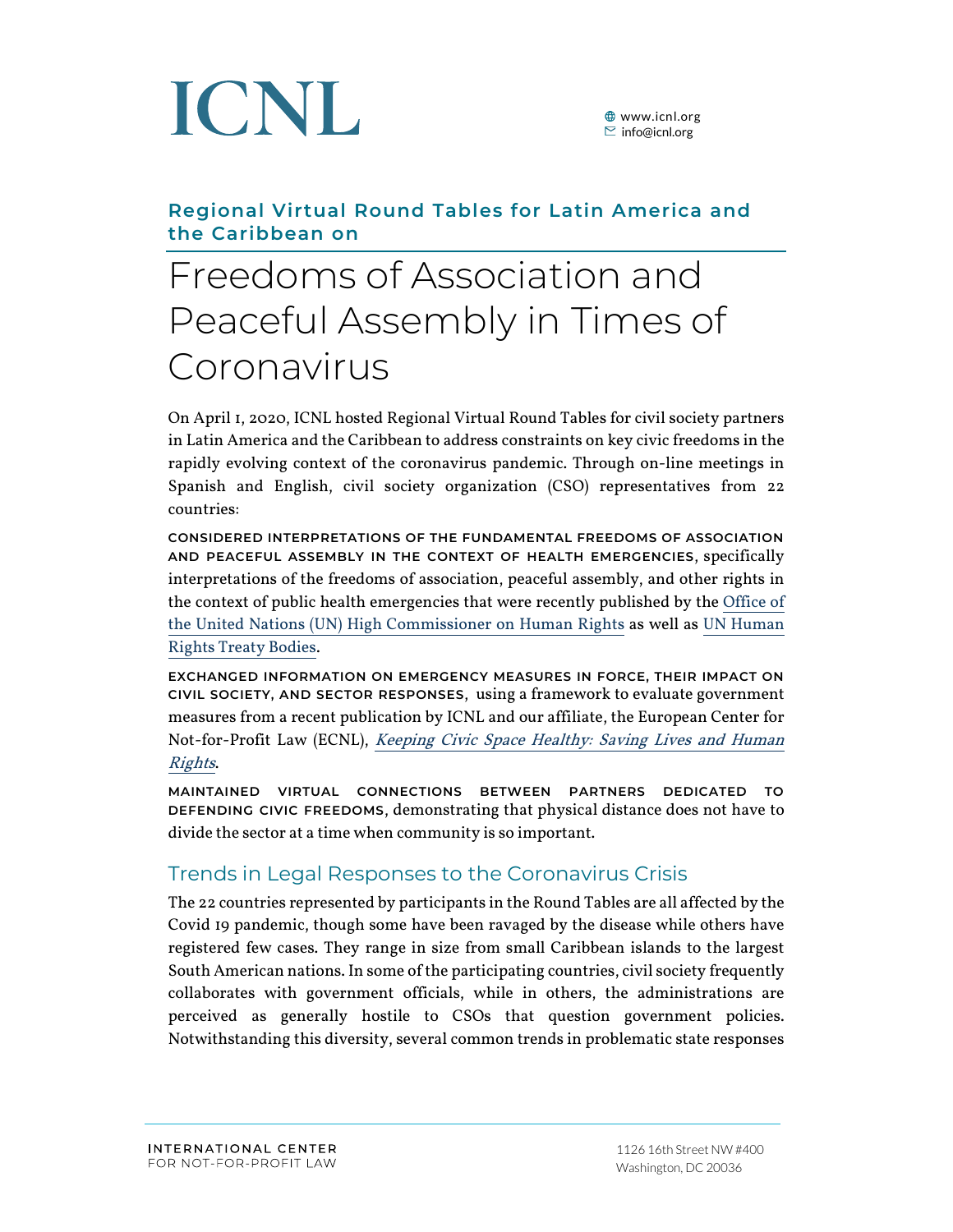# ICNL

www.icnl.org
info@icnl.org

**Regional Virtual Round Tables for Latin America and the Caribbean on**

# Freedoms of Association and Peaceful Assembly in Times of Coronavirus

On April 1, 2020, ICNL hosted Regional Virtual Round Tables for civil society partners in Latin America and the Caribbean to address constraints on key civic freedoms in the rapidly evolving context of the coronavirus pandemic. Through on-line meetings in Spanish and English, civil society organization (CSO) representatives from 22 countries:

**CONSIDERED INTERPRETATIONS OF THE FUNDAMENTAL FREEDOMS OF ASSOCIATION AND PEACEFUL ASSEMBLY IN THE CONTEXT OF HEALTH EMERGENCIES**, specifically interpretations of the freedoms of association, peaceful assembly, and other rights in the context of public health emergencies that were recently published by the Office of the United Nations (UN) High Commissioner on Human Rights as well as UN Human Rights Treaty Bodies.

**EXCHANGED INFORMATION ON EMERGENCY MEASURES IN FORCE, THEIR IMPACT ON CIVIL SOCIETY, AND SECTOR RESPONSES**, using a framework to evaluate government measures from a recent publication by ICNL and our affiliate, the European Center for Not-for-Profit Law (ECNL), *Keeping Civic Space Healthy: Saving Lives and Human Rights*.

**MAINTAINED VIRTUAL CONNECTIONS BETWEEN PARTNERS DEDICATED TO DEFENDING CIVIC FREEDOMS**, demonstrating that physical distance does not have to divide the sector at a time when community is so important.

## Trends in Legal Responses to the Coronavirus Crisis

The 22 countries represented by participants in the Round Tables are all affected by the Covid 19 pandemic, though some have been ravaged by the disease while others have registered few cases. They range in size from small Caribbean islands to the largest South American nations. In some of the participating countries, civil society frequently collaborates with government officials, while in others, the administrations are perceived as generally hostile to CSOs that question government policies. Notwithstanding this diversity, several common trends in problematic state responses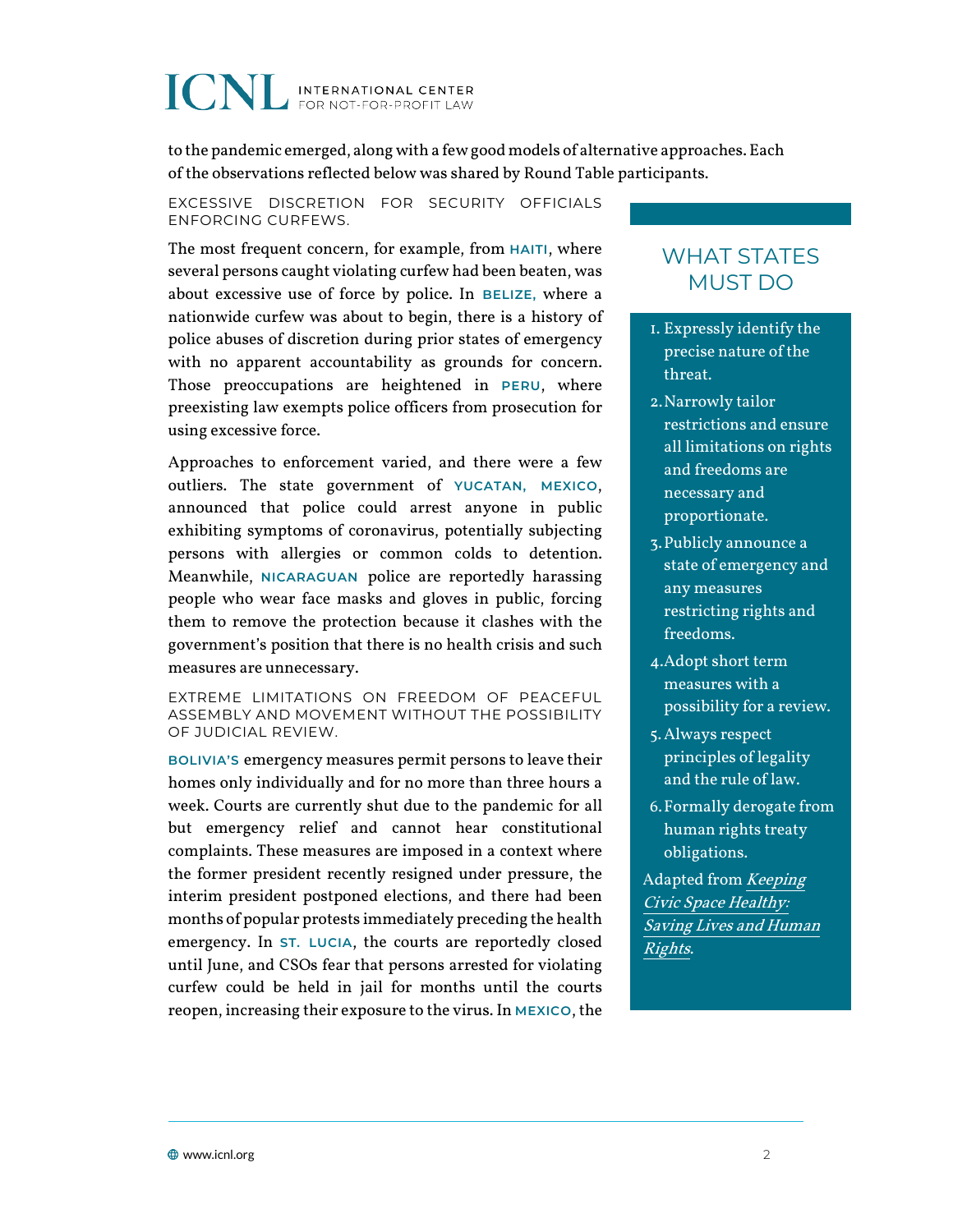to the pandemic emerged, along with a few good models of alternative approaches. Each of the observations reflected below was shared by Round Table participants.

### EXCESSIVE DISCRETION FOR SECURITY OFFICIALS ENFORCING CURFEWS.

The most frequent concern, for example, from **HAITI**, where several persons caught violating curfew had been beaten, was about excessive use of force by police. In **BELIZE,** where a nationwide curfew was about to begin, there is a history of police abuses of discretion during prior states of emergency with no apparent accountability as grounds for concern. Those preoccupations are heightened in **PERU**, where preexisting law exempts police officers from prosecution for using excessive force.

Approaches to enforcement varied, and there were a few outliers. The state government of **YUCATAN, MEXICO**, announced that police could arrest anyone in public exhibiting symptoms of coronavirus, potentially subjecting persons with allergies or common colds to detention. Meanwhile, **NICARAGUAN** police are reportedly harassing people who wear face masks and gloves in public, forcing them to remove the protection because it clashes with the government's position that there is no health crisis and such measures are unnecessary.

### EXTREME LIMITATIONS ON FREEDOM OF PEACEFUL ASSEMBLY AND MOVEMENT WITHOUT THE POSSIBILITY OF JUDICIAL REVIEW.

**BOLIVIA'S** emergency measures permit persons to leave their homes only individually and for no more than three hours a week. Courts are currently shut due to the pandemic for all but emergency relief and cannot hear constitutional complaints. These measures are imposed in a context where the former president recently resigned under pressure, the interim president postponed elections, and there had been months of popular protests immediately preceding the health emergency. In **ST. LUCIA**, the courts are reportedly closed until June, and CSOs fear that persons arrested for violating curfew could be held in jail for months until the courts reopen, increasing their exposure to the virus. In **MEXICO**, the

## WHAT STATES MUST DO

1. Expressly identify the precise nature of the threat.
2. Narrowly tailor restrictions and ensure all limitations on rights and freedoms are necessary and proportionate.
3. Publicly announce a state of emergency and any measures restricting rights and freedoms.
4. Adopt short term measures with a possibility for a review.
5. Always respect principles of legality and the rule of law.
6. Formally derogate from human rights treaty obligations.

Adapted from *Keeping Civic Space Healthy: Saving Lives and Human Rights*.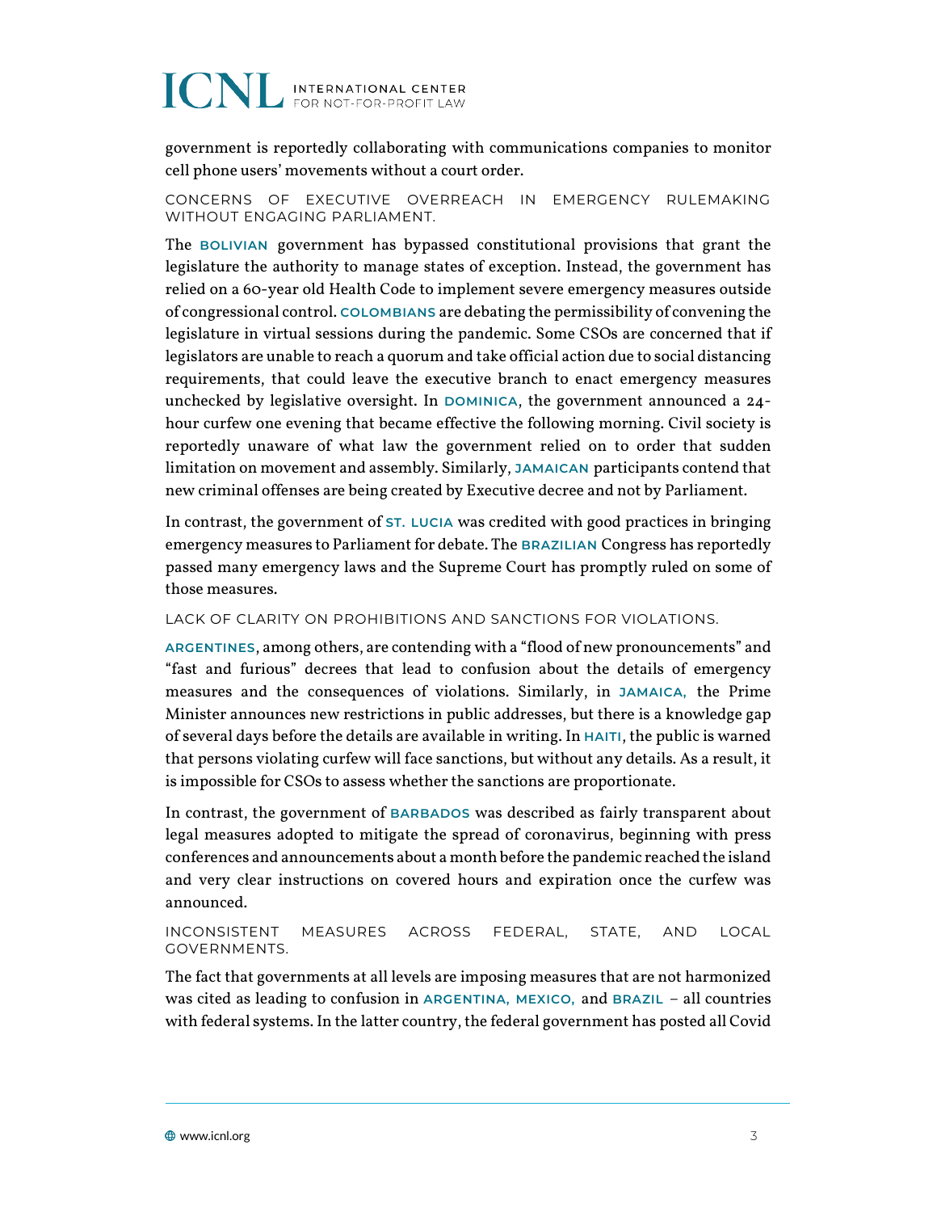government is reportedly collaborating with communications companies to monitor cell phone users' movements without a court order.

### CONCERNS OF EXECUTIVE OVERREACH IN EMERGENCY RULEMAKING WITHOUT ENGAGING PARLIAMENT.

The **BOLIVIAN** government has bypassed constitutional provisions that grant the legislature the authority to manage states of exception. Instead, the government has relied on a 60-year old Health Code to implement severe emergency measures outside of congressional control. **COLOMBIANS** are debating the permissibility of convening the legislature in virtual sessions during the pandemic. Some CSOs are concerned that if legislators are unable to reach a quorum and take official action due to social distancing requirements, that could leave the executive branch to enact emergency measures unchecked by legislative oversight. In **DOMINICA**, the government announced a 24-hour curfew one evening that became effective the following morning. Civil society is reportedly unaware of what law the government relied on to order that sudden limitation on movement and assembly. Similarly, **JAMAICAN** participants contend that new criminal offenses are being created by Executive decree and not by Parliament.

In contrast, the government of **ST. LUCIA** was credited with good practices in bringing emergency measures to Parliament for debate. The **BRAZILIAN** Congress has reportedly passed many emergency laws and the Supreme Court has promptly ruled on some of those measures.

### LACK OF CLARITY ON PROHIBITIONS AND SANCTIONS FOR VIOLATIONS.

**ARGENTINES**, among others, are contending with a "flood of new pronouncements" and "fast and furious" decrees that lead to confusion about the details of emergency measures and the consequences of violations. Similarly, in **JAMAICA,** the Prime Minister announces new restrictions in public addresses, but there is a knowledge gap of several days before the details are available in writing. In **HAITI**, the public is warned that persons violating curfew will face sanctions, but without any details. As a result, it is impossible for CSOs to assess whether the sanctions are proportionate.

In contrast, the government of **BARBADOS** was described as fairly transparent about legal measures adopted to mitigate the spread of coronavirus, beginning with press conferences and announcements about a month before the pandemic reached the island and very clear instructions on covered hours and expiration once the curfew was announced.

### INCONSISTENT MEASURES ACROSS FEDERAL, STATE, AND LOCAL GOVERNMENTS.

The fact that governments at all levels are imposing measures that are not harmonized was cited as leading to confusion in **ARGENTINA, MEXICO,** and **BRAZIL** – all countries with federal systems. In the latter country, the federal government has posted all Covid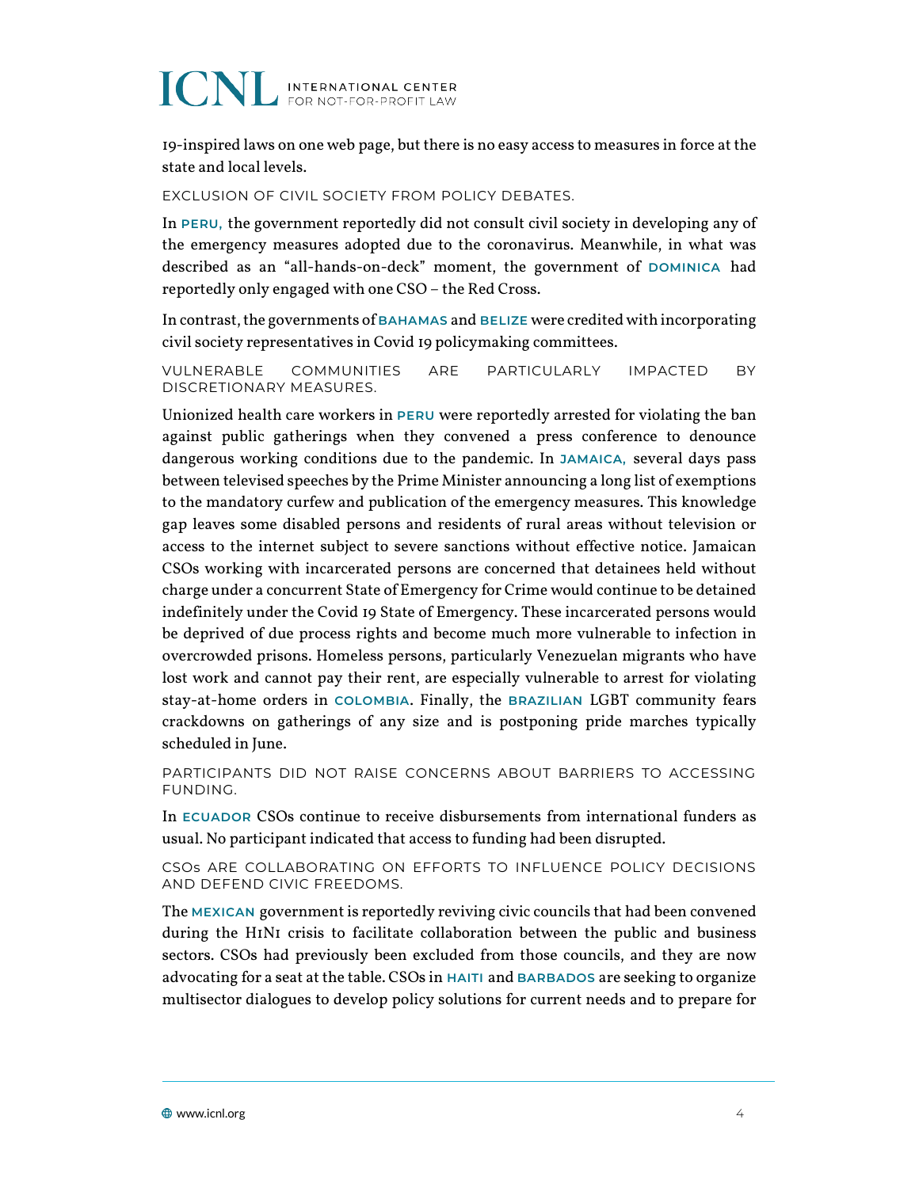19-inspired laws on one web page, but there is no easy access to measures in force at the state and local levels.

### EXCLUSION OF CIVIL SOCIETY FROM POLICY DEBATES.

In **PERU,** the government reportedly did not consult civil society in developing any of the emergency measures adopted due to the coronavirus. Meanwhile, in what was described as an "all-hands-on-deck" moment, the government of **DOMINICA** had reportedly only engaged with one CSO – the Red Cross.

In contrast, the governments of **BAHAMAS** and **BELIZE** were credited with incorporating civil society representatives in Covid 19 policymaking committees.

### VULNERABLE COMMUNITIES ARE PARTICULARLY IMPACTED BY DISCRETIONARY MEASURES.

Unionized health care workers in **PERU** were reportedly arrested for violating the ban against public gatherings when they convened a press conference to denounce dangerous working conditions due to the pandemic. In **JAMAICA,** several days pass between televised speeches by the Prime Minister announcing a long list of exemptions to the mandatory curfew and publication of the emergency measures. This knowledge gap leaves some disabled persons and residents of rural areas without television or access to the internet subject to severe sanctions without effective notice. Jamaican CSOs working with incarcerated persons are concerned that detainees held without charge under a concurrent State of Emergency for Crime would continue to be detained indefinitely under the Covid 19 State of Emergency. These incarcerated persons would be deprived of due process rights and become much more vulnerable to infection in overcrowded prisons. Homeless persons, particularly Venezuelan migrants who have lost work and cannot pay their rent, are especially vulnerable to arrest for violating stay-at-home orders in **COLOMBIA**. Finally, the **BRAZILIAN** LGBT community fears crackdowns on gatherings of any size and is postponing pride marches typically scheduled in June.

### PARTICIPANTS DID NOT RAISE CONCERNS ABOUT BARRIERS TO ACCESSING FUNDING.

In **ECUADOR** CSOs continue to receive disbursements from international funders as usual. No participant indicated that access to funding had been disrupted.

### CSOs ARE COLLABORATING ON EFFORTS TO INFLUENCE POLICY DECISIONS AND DEFEND CIVIC FREEDOMS.

The **MEXICAN** government is reportedly reviving civic councils that had been convened during the H1N1 crisis to facilitate collaboration between the public and business sectors. CSOs had previously been excluded from those councils, and they are now advocating for a seat at the table. CSOs in **HAITI** and **BARBADOS** are seeking to organize multisector dialogues to develop policy solutions for current needs and to prepare for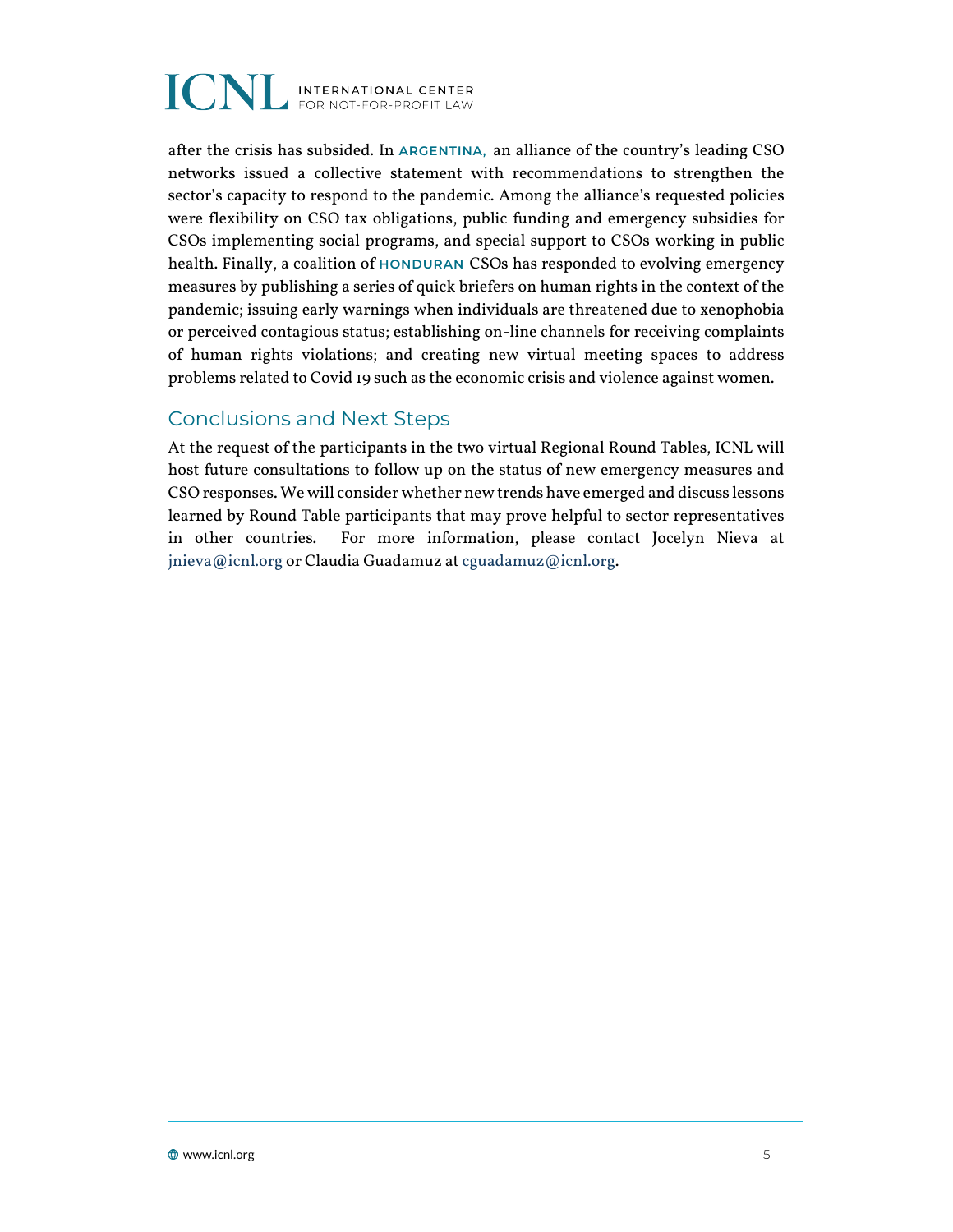after the crisis has subsided. In **ARGENTINA,** an alliance of the country's leading CSO networks issued a collective statement with recommendations to strengthen the sector's capacity to respond to the pandemic. Among the alliance's requested policies were flexibility on CSO tax obligations, public funding and emergency subsidies for CSOs implementing social programs, and special support to CSOs working in public health. Finally, a coalition of **HONDURAN** CSOs has responded to evolving emergency measures by publishing a series of quick briefers on human rights in the context of the pandemic; issuing early warnings when individuals are threatened due to xenophobia or perceived contagious status; establishing on-line channels for receiving complaints of human rights violations; and creating new virtual meeting spaces to address problems related to Covid 19 such as the economic crisis and violence against women.

## Conclusions and Next Steps

At the request of the participants in the two virtual Regional Round Tables, ICNL will host future consultations to follow up on the status of new emergency measures and CSO responses. We will consider whether new trends have emerged and discuss lessons learned by Round Table participants that may prove helpful to sector representatives in other countries. For more information, please contact Jocelyn Nieva at jnieva@icnl.org or Claudia Guadamuz at cguadamuz@icnl.org.